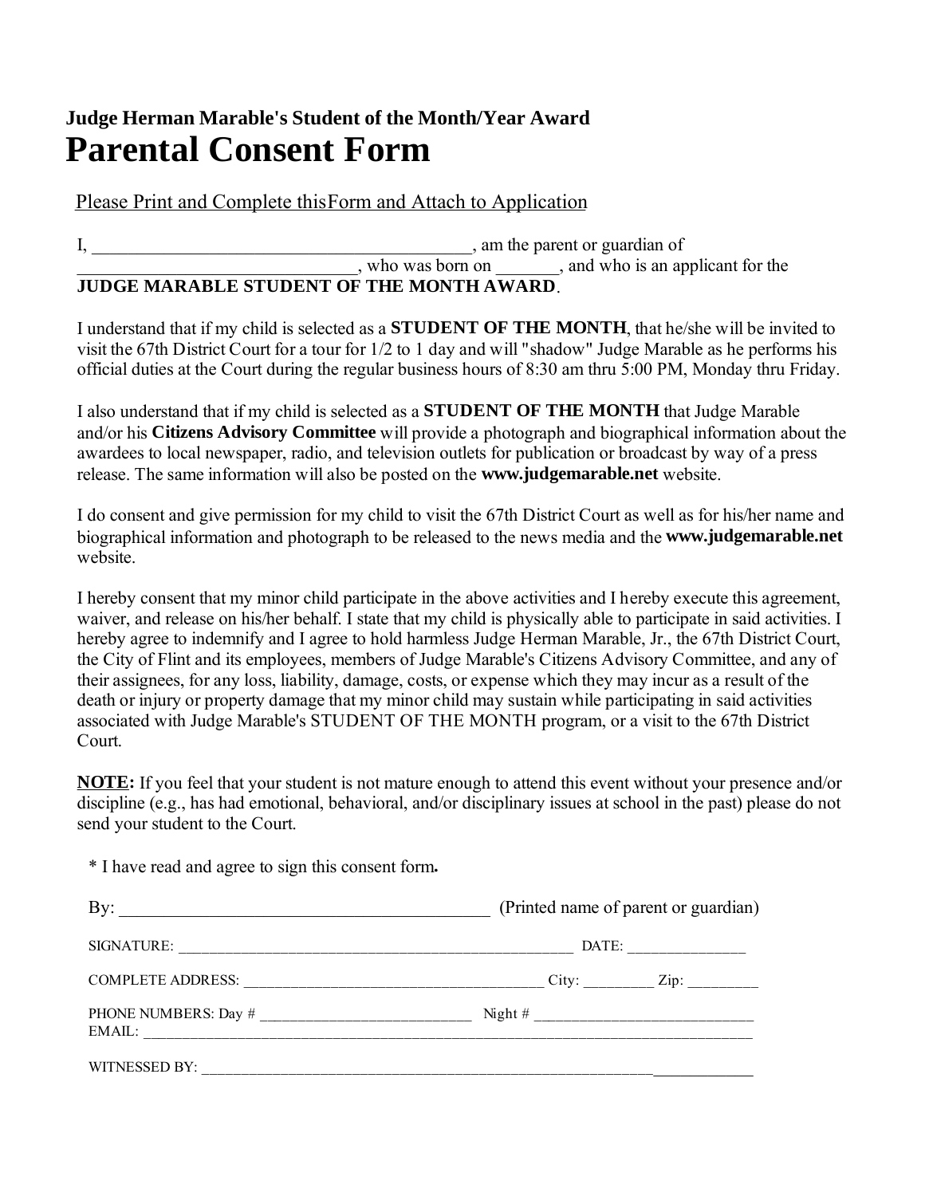**Judge Herman Marable's Student of the Month/Year Award**

# Parental Consent Form

Please Print and Complete thisForm and Attach to Application

I, _________________________________________, am the parent or guardian of _____________________________, who was born on _______, and who is an applicant for the **JUDGE MARABLE STUDENT OF THE MONTH AWARD**.

I understand that if my child is selected as a **STUDENT OF THE MONTH**, that he/she will be invited to visit the 67th District Court for a tour for 1/2 to 1 day and will "shadow" Judge Marable as he performs his official duties at the Court during the regular business hours of 8:30 am thru 5:00 PM, Monday thru Friday.

I also understand that if my child is selected as a **STUDENT OF THE MONTH** that Judge Marable and/or his **Citizens Advisory Committee** will provide a photograph and biographical information about the awardees to local newspaper, radio, and television outlets for publication or broadcast by way of a press release. The same information will also be posted on the **www.judgemarable.net** website.

I do consent and give permission for my child to visit the 67th District Court as well as for his/her name and biographical information and photograph to be released to the news media and the **www.judgemarable.net** website.

I hereby consent that my minor child participate in the above activities and I hereby execute this agreement, waiver, and release on his/her behalf. I state that my child is physically able to participate in said activities. I hereby agree to indemnify and I agree to hold harmless Judge Herman Marable, Jr., the 67th District Court, the City of Flint and its employees, members of Judge Marable's Citizens Advisory Committee, and any of their assignees, for any loss, liability, damage, costs, or expense which they may incur as a result of the death or injury or property damage that my minor child may sustain while participating in said activities associated with Judge Marable's STUDENT OF THE MONTH program, or a visit to the 67th District Court.

**NOTE:** If you feel that your student is not mature enough to attend this event without your presence and/or discipline (e.g., has had emotional, behavioral, and/or disciplinary issues at school in the past) please do not send your student to the Court.

* I have read and agree to sign this consent form.

By: ________________________________________ (Printed name of parent or guardian)

SIGNATURE: ____________________________________________ DATE: ______________

COMPLETE ADDRESS: _____________________________________ City: _________ Zip: _________

PHONE NUMBERS: Day # ___________________________ Night # ____________________________

EMAIL: ____________________________________________________________________________

WITNESSED BY: ______________________________________________________________________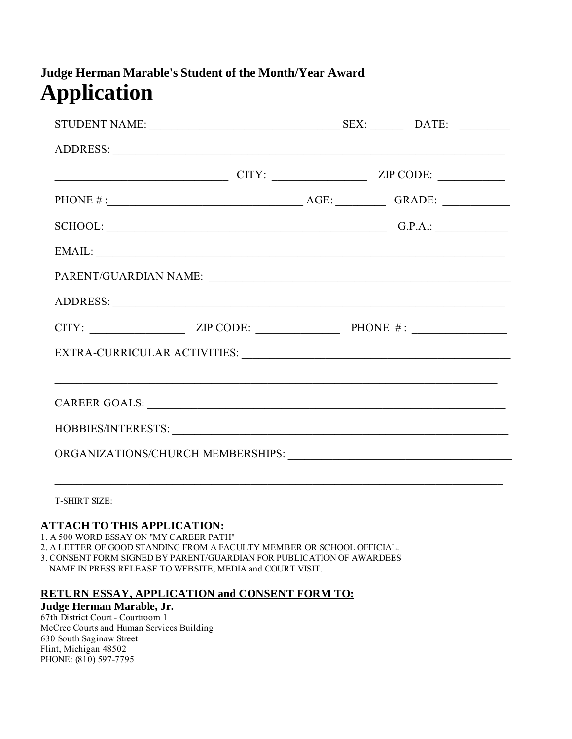**Judge Herman Marable's Student of the Month/Year Award**

# Application

STUDENT NAME: ________________________________ SEX: ______ DATE: ________

ADDRESS: ______________________________________________________________

______________________________ CITY: ________________ ZIP CODE: ___________

PHONE # :________________________________ AGE: ________ GRADE: ___________

SCHOOL: ______________________________________________ G.P.A.: ____________

EMAIL: ________________________________________________________________

PARENT/GUARDIAN NAME: ____________________________________________

ADDRESS: ______________________________________________________________

CITY: ________________ ZIP CODE: ______________ PHONE # : ________________

EXTRA-CURRICULAR ACTIVITIES: ________________________________________

______________________________________________________________________

CAREER GOALS: ______________________________________________________

HOBBIES/INTERESTS: _________________________________________________

ORGANIZATIONS/CHURCH MEMBERSHIPS: ______________________________

______________________________________________________________________

T-SHIRT SIZE: _________

## ATTACH TO THIS APPLICATION:

1. A 500 WORD ESSAY ON "MY CAREER PATH"
2. A LETTER OF GOOD STANDING FROM A FACULTY MEMBER OR SCHOOL OFFICIAL.
3. CONSENT FORM SIGNED BY PARENT/GUARDIAN FOR PUBLICATION OF AWARDEES NAME IN PRESS RELEASE TO WEBSITE, MEDIA and COURT VISIT.

## RETURN ESSAY, APPLICATION and CONSENT FORM TO:

**Judge Herman Marable, Jr.**
67th District Court - Courtroom 1
McCree Courts and Human Services Building
630 South Saginaw Street
Flint, Michigan 48502
PHONE: (810) 597-7795